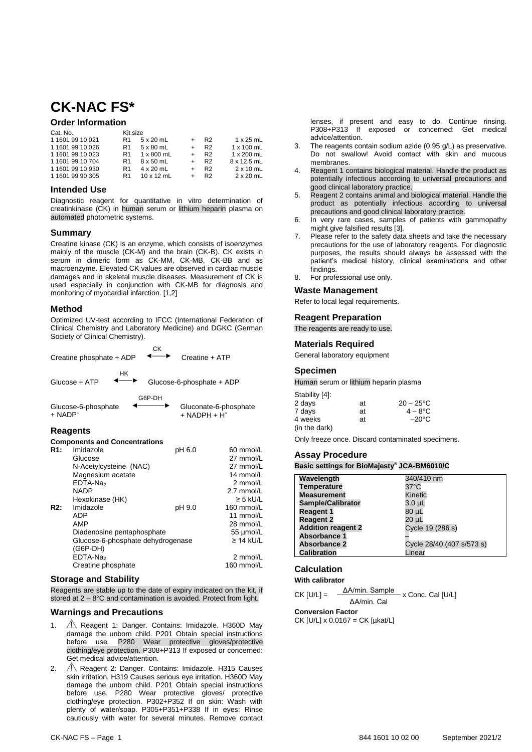# CK-NAC FS*

## Order Information

| Cat. No. | Kit size | | | | |
|---|---|---|---|---|---|
| 1 1601 99 10 021 | R1 | 5 x 20 mL | + | R2 | 1 x 25 mL |
| 1 1601 99 10 026 | R1 | 5 x 80 mL | + | R2 | 1 x 100 mL |
| 1 1601 99 10 023 | R1 | 1 x 800 mL | + | R2 | 1 x 200 mL |
| 1 1601 99 10 704 | R1 | 8 x 50 mL | + | R2 | 8 x 12.5 mL |
| 1 1601 99 10 930 | R1 | 4 x 20 mL | + | R2 | 2 x 10 mL |
| 1 1601 99 90 305 | R1 | 10 x 12 mL | + | R2 | 2 x 20 mL |

## Intended Use

Diagnostic reagent for quantitative in vitro determination of creatinkinase (CK) in human serum or lithium heparin plasma on automated photometric systems.

## Summary

Creatine kinase (CK) is an enzyme, which consists of isoenzymes mainly of the muscle (CK-M) and the brain (CK-B). CK exists in serum in dimeric form as CK-MM, CK-MB, CK-BB and as macroenzyme. Elevated CK values are observed in cardiac muscle damages and in skeletal muscle diseases. Measurement of CK is used especially in conjunction with CK-MB for diagnosis and monitoring of myocardial infarction. [1,2]

## Method

Optimized UV-test according to IFCC (International Federation of Clinical Chemistry and Laboratory Medicine) and DGKC (German Society of Clinical Chemistry).

$$\text{Creatine phosphate} + \text{ADP} \xleftrightarrow{\text{CK}} \text{Creatine} + \text{ATP}$$

$$\text{Glucose} + \text{ATP} \xleftrightarrow{\text{HK}} \text{Glucose-6-phosphate} + \text{ADP}$$

$$\text{Glucose-6-phosphate} + \text{NADP}^+ \xleftrightarrow{\text{G6P-DH}} \text{Gluconate-6-phosphate} + \text{NADPH} + \text{H}^+$$

## Reagents

**Components and Concentrations**

| | | | |
|---|---|---|---|
| **R1:** | Imidazole | pH 6.0 | 60 mmol/L |
| | Glucose | | 27 mmol/L |
| | N-Acetylcysteine (NAC) | | 27 mmol/L |
| | Magnesium acetate | | 14 mmol/L |
| | $EDTA\text{-}Na_2$ | | 2 mmol/L |
| | NADP | | 2.7 mmol/L |
| | Hexokinase (HK) | | ≥ 5 kU/L |
| **R2:** | Imidazole | pH 9.0 | 160 mmol/L |
| | ADP | | 11 mmol/L |
| | AMP | | 28 mmol/L |
| | Diadenosine pentaphosphate | | 55 µmol/L |
| | Glucose-6-phosphate dehydrogenase (G6P-DH) | | ≥ 14 kU/L |
| | $EDTA\text{-}Na_2$ | | 2 mmol/L |
| | Creatine phosphate | | 160 mmol/L |

## Storage and Stability

Reagents are stable up to the date of expiry indicated on the kit, if stored at 2 – 8°C and contamination is avoided. Protect from light.

## Warnings and Precautions

1. ⚠ Reagent 1: Danger. Contains: Imidazole. H360D May damage the unborn child. P201 Obtain special instructions before use. P280 Wear protective gloves/protective clothing/eye protection. P308+P313 If exposed or concerned: Get medical advice/attention.
2. ⚠ Reagent 2: Danger. Contains: Imidazole. H315 Causes skin irritation. H319 Causes serious eye irritation. H360D May damage the unborn child. P201 Obtain special instructions before use. P280 Wear protective gloves/ protective clothing/eye protection. P302+P352 If on skin: Wash with plenty of water/soap. P305+P351+P338 If in eyes: Rinse cautiously with water for several minutes. Remove contact lenses, if present and easy to do. Continue rinsing. P308+P313 If exposed or concerned: Get medical advice/attention.
3. The reagents contain sodium azide (0.95 g/L) as preservative. Do not swallow! Avoid contact with skin and mucous membranes.
4. Reagent 1 contains biological material. Handle the product as potentially infectious according to universal precautions and good clinical laboratory practice.
5. Reagent 2 contains animal and biological material. Handle the product as potentially infectious according to universal precautions and good clinical laboratory practice.
6. In very rare cases, samples of patients with gammopathy might give falsified results [3].
7. Please refer to the safety data sheets and take the necessary precautions for the use of laboratory reagents. For diagnostic purposes, the results should always be assessed with the patient's medical history, clinical examinations and other findings.
8. For professional use only.

## Waste Management

Refer to local legal requirements.

## Reagent Preparation

The reagents are ready to use.

## Materials Required

General laboratory equipment

## Specimen

Human serum or lithium heparin plasma

Stability [4]:

| | | |
|---|---|---|
| 2 days | at | 20 – 25°C |
| 7 days | at | 4 – 8°C |
| 4 weeks | at | –20°C |
| (in the dark) | | |

Only freeze once. Discard contaminated specimens.

## Assay Procedure

**Basic settings for BioMajesty® JCA-BM6010/C**

| | |
|---|---|
| **Wavelength** | 340/410 nm |
| **Temperature** | 37°C |
| **Measurement** | Kinetic |
| **Sample/Calibrator** | 3.0 µL |
| **Reagent 1** | 80 µL |
| **Reagent 2** | 20 µL |
| **Addition reagent 2** | Cycle 19 (286 s) |
| **Absorbance 1** | – |
| **Absorbance 2** | Cycle 28/40 (407 s/573 s) |
| **Calibration** | Linear |

## Calculation

**With calibrator**

$$\text{CK [U/L]} = \frac{\Delta\text{A/min. Sample}}{\Delta\text{A/min. Cal}} \times \text{Conc. Cal [U/L]}$$

**Conversion Factor**

CK [U/L] x 0.0167 = CK [µkat/L]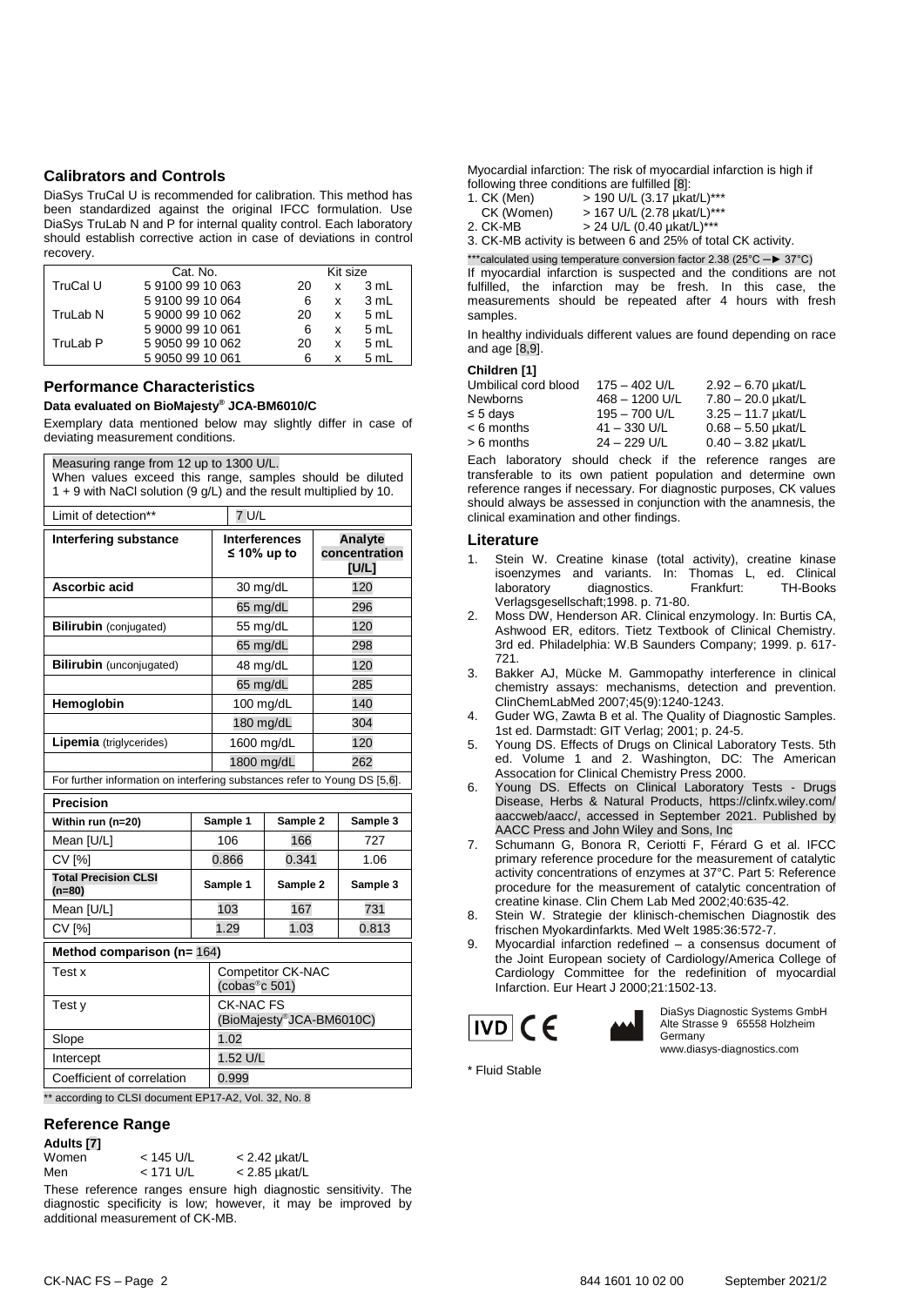## Calibrators and Controls

DiaSys TruCal U is recommended for calibration. This method has been standardized against the original IFCC formulation. Use DiaSys TruLab N and P for internal quality control. Each laboratory should establish corrective action in case of deviations in control recovery.

| | Cat. No. | Kit size |
|---|---|---|
| TruCal U | 5 9100 99 10 063 | 20 x 3 mL |
| | 5 9100 99 10 064 | 6 x 3 mL |
| TruLab N | 5 9000 99 10 062 | 20 x 5 mL |
| | 5 9000 99 10 061 | 6 x 5 mL |
| TruLab P | 5 9050 99 10 062 | 20 x 5 mL |
| | 5 9050 99 10 061 | 6 x 5 mL |

## Performance Characteristics

**Data evaluated on BioMajesty® JCA-BM6010/C**

Exemplary data mentioned below may slightly differ in case of deviating measurement conditions.

Measuring range from 12 up to 1300 U/L.
When values exceed this range, samples should be diluted 1 + 9 with NaCl solution (9 g/L) and the result multiplied by 10.

| Limit of detection** | 7 U/L |
|---|---|

| Interfering substance | Interferences ≤ 10% up to | Analyte concentration [U/L] |
|---|---|---|
| **Ascorbic acid** | 30 mg/dL | 120 |
| | 65 mg/dL | 296 |
| **Bilirubin** (conjugated) | 55 mg/dL | 120 |
| | 65 mg/dL | 298 |
| **Bilirubin** (unconjugated) | 48 mg/dL | 120 |
| | 65 mg/dL | 285 |
| **Hemoglobin** | 100 mg/dL | 140 |
| | 180 mg/dL | 304 |
| **Lipemia** (triglycerides) | 1600 mg/dL | 120 |
| | 1800 mg/dL | 262 |

For further information on interfering substances refer to Young DS [5,6].

| **Precision** | | | |
|---|---|---|---|
| **Within run (n=20)** | **Sample 1** | **Sample 2** | **Sample 3** |
| Mean [U/L] | 106 | 166 | 727 |
| CV [%] | 0.866 | 0.341 | 1.06 |
| **Total Precision CLSI (n=80)** | **Sample 1** | **Sample 2** | **Sample 3** |
| Mean [U/L] | 103 | 167 | 731 |
| CV [%] | 1.29 | 1.03 | 0.813 |

| **Method comparison (n= 164)** | |
|---|---|
| Test x | Competitor CK-NAC (cobas® c 501) |
| Test y | CK-NAC FS (BioMajesty® JCA-BM6010C) |
| Slope | 1.02 |
| Intercept | 1.52 U/L |
| Coefficient of correlation | 0.999 |

** according to CLSI document EP17-A2, Vol. 32, No. 8

## Reference Range

**Adults [7]**

| | | |
|---|---|---|
| Women | < 145 U/L | < 2.42 µkat/L |
| Men | < 171 U/L | < 2.85 µkat/L |

These reference ranges ensure high diagnostic sensitivity. The diagnostic specificity is low; however, it may be improved by additional measurement of CK-MB.

Myocardial infarction: The risk of myocardial infarction is high if following three conditions are fulfilled [8]:

1. CK (Men) > 190 U/L (3.17 µkat/L)***
   CK (Women) > 167 U/L (2.78 µkat/L)***
2. CK-MB > 24 U/L (0.40 µkat/L)***
3. CK-MB activity is between 6 and 25% of total CK activity.

***calculated using temperature conversion factor 2.38 (25°C → 37°C)

If myocardial infarction is suspected and the conditions are not fulfilled, the infarction may be fresh. In this case, the measurements should be repeated after 4 hours with fresh samples.

In healthy individuals different values are found depending on race and age [8,9].

**Children [1]**

| | | |
|---|---|---|
| Umbilical cord blood | 175 – 402 U/L | 2.92 – 6.70 µkat/L |
| Newborns | 468 – 1200 U/L | 7.80 – 20.0 µkat/L |
| ≤ 5 days | 195 – 700 U/L | 3.25 – 11.7 µkat/L |
| < 6 months | 41 – 330 U/L | 0.68 – 5.50 µkat/L |
| > 6 months | 24 – 229 U/L | 0.40 – 3.82 µkat/L |

Each laboratory should check if the reference ranges are transferable to its own patient population and determine own reference ranges if necessary. For diagnostic purposes, CK values should always be assessed in conjunction with the anamnesis, the clinical examination and other findings.

## Literature

1. Stein W. Creatine kinase (total activity), creatine kinase isoenzymes and variants. In: Thomas L, ed. Clinical laboratory diagnostics. Frankfurt: TH-Books Verlagsgesellschaft;1998. p. 71-80.
2. Moss DW, Henderson AR. Clinical enzymology. In: Burtis CA, Ashwood ER, editors. Tietz Textbook of Clinical Chemistry. 3rd ed. Philadelphia: W.B Saunders Company; 1999. p. 617-721.
3. Bakker AJ, Mücke M. Gammopathy interference in clinical chemistry assays: mechanisms, detection and prevention. ClinChemLabMed 2007;45(9):1240-1243.
4. Guder WG, Zawta B et al. The Quality of Diagnostic Samples. 1st ed. Darmstadt: GIT Verlag; 2001; p. 24-5.
5. Young DS. Effects of Drugs on Clinical Laboratory Tests. 5th ed. Volume 1 and 2. Washington, DC: The American Assocation for Clinical Chemistry Press 2000.
6. Young DS. Effects on Clinical Laboratory Tests - Drugs Disease, Herbs & Natural Products, https://clinfx.wiley.com/aaccweb/aacc/, accessed in September 2021. Published by AACC Press and John Wiley and Sons, Inc
7. Schumann G, Bonora R, Ceriotti F, Férard G et al. IFCC primary reference procedure for the measurement of catalytic activity concentrations of enzymes at 37°C. Part 5: Reference procedure for the measurement of catalytic concentration of creatine kinase. Clin Chem Lab Med 2002;40:635-42.
8. Stein W. Strategie der klinisch-chemischen Diagnostik des frischen Myokardinfarkts. Med Welt 1985:36:572-7.
9. Myocardial infarction redefined – a consensus document of the Joint European society of Cardiology/America College of Cardiology Committee for the redefinition of myocardial Infarction. Eur Heart J 2000;21:1502-13.

IVD CE

DiaSys Diagnostic Systems GmbH
Alte Strasse 9 65558 Holzheim
Germany
www.diasys-diagnostics.com

\* Fluid Stable